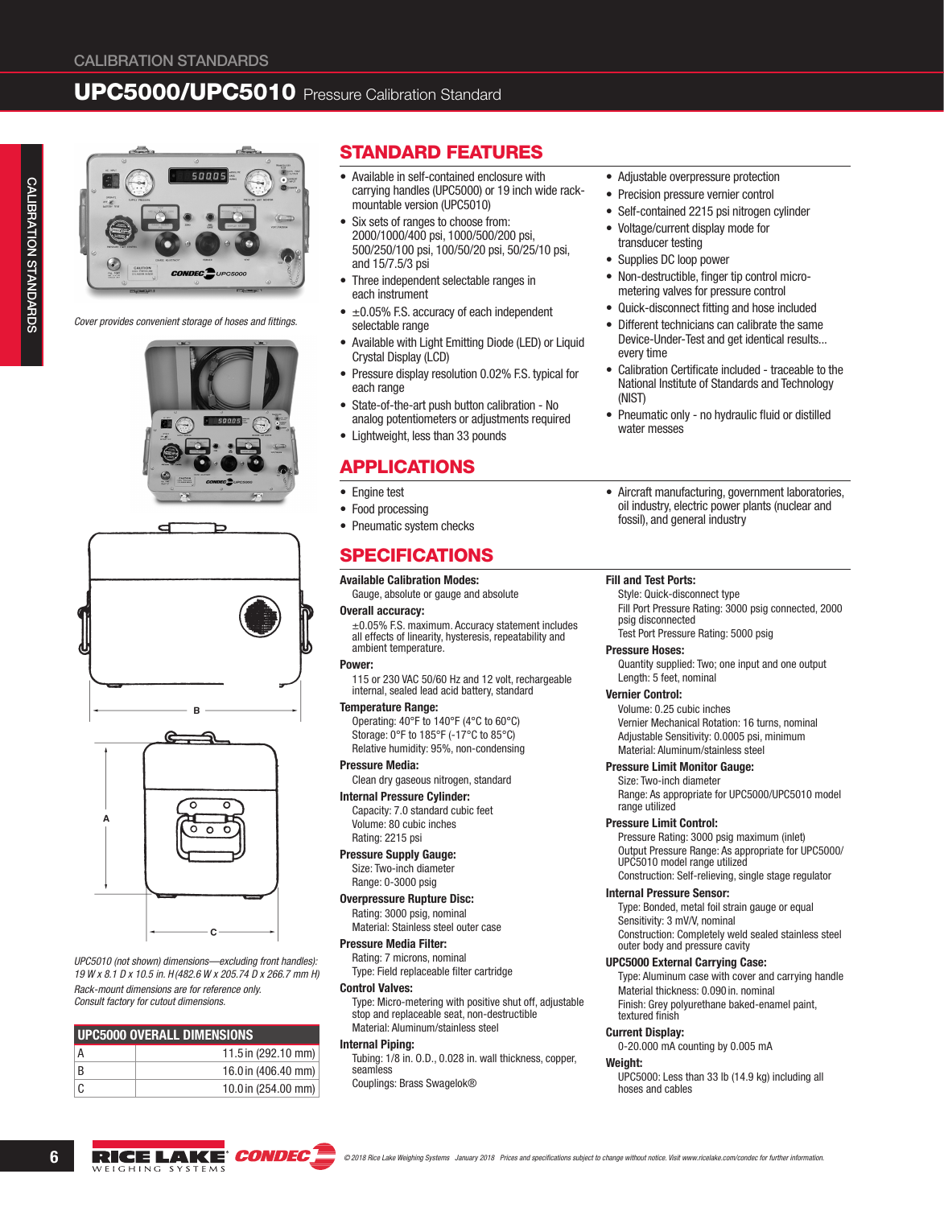# UPC5000/UPC5010 Pressure Calibration Standard

Cover provides convenient storage of hoses and fittings.

*UPC5010 (not shown) dimensions—excluding front handles): 19 W x 8.1 D x 10.5 in. H (482.6 W x 205.74 D x 266.7 mm H)*

*Rack-mount dimensions are for reference only. Consult factory for cutout dimensions.*

| UPC5000 OVERALL DIMENSIONS | |
|---|---|
| A | 11.5 in (292.10 mm) |
| B | 16.0 in (406.40 mm) |
| C | 10.0 in (254.00 mm) |

## STANDARD FEATURES

- Available in self-contained enclosure with carrying handles (UPC5000) or 19 inch wide rack-mountable version (UPC5010)
- Six sets of ranges to choose from: 2000/1000/400 psi, 1000/500/200 psi, 500/250/100 psi, 100/50/20 psi, 50/25/10 psi, and 15/7.5/3 psi
- Three independent selectable ranges in each instrument
- ±0.05% F.S. accuracy of each independent selectable range
- Available with Light Emitting Diode (LED) or Liquid Crystal Display (LCD)
- Pressure display resolution 0.02% F.S. typical for each range
- State-of-the-art push button calibration - No analog potentiometers or adjustments required
- Lightweight, less than 33 pounds
- Adjustable overpressure protection
- Precision pressure vernier control
- Self-contained 2215 psi nitrogen cylinder
- Voltage/current display mode for transducer testing
- Supplies DC loop power
- Non-destructible, finger tip control micro-metering valves for pressure control
- Quick-disconnect fitting and hose included
- Different technicians can calibrate the same Device-Under-Test and get identical results... every time
- Calibration Certificate included - traceable to the National Institute of Standards and Technology (NIST)
- Pneumatic only - no hydraulic fluid or distilled water messes

## APPLICATIONS

- Engine test
- Food processing
- Pneumatic system checks
- Aircraft manufacturing, government laboratories, oil industry, electric power plants (nuclear and fossil), and general industry

## SPECIFICATIONS

**Available Calibration Modes:**
Gauge, absolute or gauge and absolute

**Overall accuracy:**
±0.05% F.S. maximum. Accuracy statement includes all effects of linearity, hysteresis, repeatability and ambient temperature.

**Power:**
115 or 230 VAC 50/60 Hz and 12 volt, rechargeable internal, sealed lead acid battery, standard

**Temperature Range:**
Operating: 40°F to 140°F (4°C to 60°C)
Storage: 0°F to 185°F (-17°C to 85°C)
Relative humidity: 95%, non-condensing

**Pressure Media:**
Clean dry gaseous nitrogen, standard

**Internal Pressure Cylinder:**
Capacity: 7.0 standard cubic feet
Volume: 80 cubic inches
Rating: 2215 psi

**Pressure Supply Gauge:**
Size: Two-inch diameter
Range: 0-3000 psig

**Overpressure Rupture Disc:**
Rating: 3000 psig, nominal
Material: Stainless steel outer case

**Pressure Media Filter:**
Rating: 7 microns, nominal
Type: Field replaceable filter cartridge

**Control Valves:**
Type: Micro-metering with positive shut off, adjustable stop and replaceable seat, non-destructible
Material: Aluminum/stainless steel

**Internal Piping:**
Tubing: 1/8 in. O.D., 0.028 in. wall thickness, copper, seamless
Couplings: Brass Swagelok®

**Fill and Test Ports:**
Style: Quick-disconnect type
Fill Port Pressure Rating: 3000 psig connected, 2000 psig disconnected
Test Port Pressure Rating: 5000 psig

**Pressure Hoses:**
Quantity supplied: Two; one input and one output
Length: 5 feet, nominal

**Vernier Control:**
Volume: 0.25 cubic inches
Vernier Mechanical Rotation: 16 turns, nominal
Adjustable Sensitivity: 0.0005 psi, minimum
Material: Aluminum/stainless steel

**Pressure Limit Monitor Gauge:**
Size: Two-inch diameter
Range: As appropriate for UPC5000/UPC5010 model range utilized

**Pressure Limit Control:**
Pressure Rating: 3000 psig maximum (inlet)
Output Pressure Range: As appropriate for UPC5000/UPC5010 model range utilized
Construction: Self-relieving, single stage regulator

**Internal Pressure Sensor:**
Type: Bonded, metal foil strain gauge or equal
Sensitivity: 3 mV/V, nominal
Construction: Completely weld sealed stainless steel outer body and pressure cavity

**UPC5000 External Carrying Case:**
Type: Aluminum case with cover and carrying handle
Material thickness: 0.090 in. nominal
Finish: Grey polyurethane baked-enamel paint, textured finish

**Current Display:**
0-20.000 mA counting by 0.005 mA

**Weight:**
UPC5000: Less than 33 lb (14.9 kg) including all hoses and cables

© 2018 Rice Lake Weighing Systems January 2018 Prices and specifications subject to change without notice. Visit www.ricelake.com/condec for further information.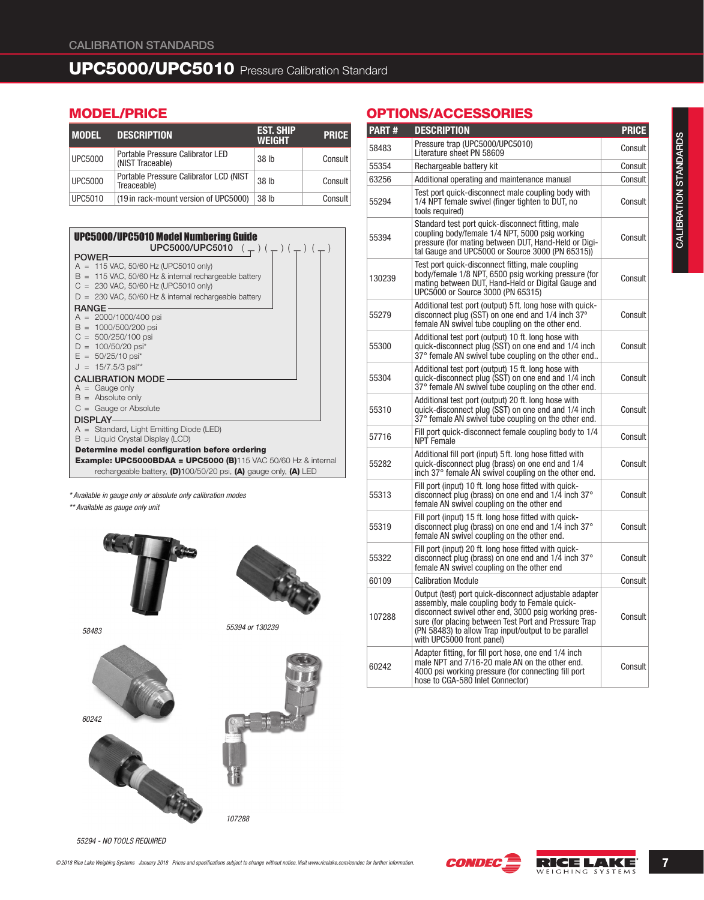# UPC5000/UPC5010 Pressure Calibration Standard

## MODEL/PRICE

| MODEL | DESCRIPTION | EST. SHIP WEIGHT | PRICE |
|---|---|---|---|
| UPC5000 | Portable Pressure Calibrator LED (NIST Traceable) | 38 lb | Consult |
| UPC5000 | Portable Pressure Calibrator LCD (NIST Treaceable) | 38 lb | Consult |
| UPC5010 | (19 in rack-mount version of UPC5000) | 38 lb | Consult |

### UPC5000/UPC5010 Model Numbering Guide

UPC5000/UPC5010 ( _ ) ( _ ) ( _ ) ( _ )

**POWER**
- A = 115 VAC, 50/60 Hz (UPC5010 only)
- B = 115 VAC, 50/60 Hz & internal rechargeable battery
- C = 230 VAC, 50/60 Hz (UPC5010 only)
- D = 230 VAC, 50/60 Hz & internal rechargeable battery

**RANGE**
- A = 2000/1000/400 psi
- B = 1000/500/200 psi
- C = 500/250/100 psi
- D = 100/50/20 psi*
- E = 50/25/10 psi*
- J = 15/7.5/3 psi**

**CALIBRATION MODE**
- A = Gauge only
- B = Absolute only
- C = Gauge or Absolute

**DISPLAY**
- A = Standard, Light Emitting Diode (LED)
- B = Liquid Crystal Display (LCD)

**Determine model configuration before ordering**

**Example: UPC5000BDAA = UPC5000 (B)**115 VAC 50/60 Hz & internal rechargeable battery, **(D)**100/50/20 psi, **(A)** gauge only, **(A)** LED

*\* Available in gauge only or absolute only calibration modes*

*\*\* Available as gauge only unit*

*58483*

*55394 or 130239*

*60242*

*107288*

*55294 - NO TOOLS REQUIRED*

## OPTIONS/ACCESSORIES

| PART # | DESCRIPTION | PRICE |
|---|---|---|
| 58483 | Pressure trap (UPC5000/UPC5010) Literature sheet PN 58609 | Consult |
| 55354 | Rechargeable battery kit | Consult |
| 63256 | Additional operating and maintenance manual | Consult |
| 55294 | Test port quick-disconnect male coupling body with 1/4 NPT female swivel (finger tighten to DUT, no tools required) | Consult |
| 55394 | Standard test port quick-disconnect fitting, male coupling body/female 1/4 NPT, 5000 psig working pressure (for mating between DUT, Hand-Held or Digital Gauge and UPC5000 or Source 3000 (PN 65315)) | Consult |
| 130239 | Test port quick-disconnect fitting, male coupling body/female 1/8 NPT, 6500 psig working pressure (for mating between DUT, Hand-Held or Digital Gauge and UPC5000 or Source 3000 (PN 65315) | Consult |
| 55279 | Additional test port (output) 5 ft. long hose with quick-disconnect plug (SST) on one end and 1/4 inch 37° female AN swivel tube coupling on the other end. | Consult |
| 55300 | Additional test port (output) 10 ft. long hose with quick-disconnect plug (SST) on one end and 1/4 inch 37° female AN swivel tube coupling on the other end.. | Consult |
| 55304 | Additional test port (output) 15 ft. long hose with quick-disconnect plug (SST) on one end and 1/4 inch 37° female AN swivel tube coupling on the other end. | Consult |
| 55310 | Additional test port (output) 20 ft. long hose with quick-disconnect plug (SST) on one end and 1/4 inch 37° female AN swivel tube coupling on the other end. | Consult |
| 57716 | Fill port quick-disconnect female coupling body to 1/4 NPT Female | Consult |
| 55282 | Additional fill port (input) 5 ft. long hose fitted with quick-disconnect plug (brass) on one end and 1/4 inch 37° female AN swivel coupling on the other end. | Consult |
| 55313 | Fill port (input) 10 ft. long hose fitted with quick-disconnect plug (brass) on one end and 1/4 inch 37° female AN swivel coupling on the other end | Consult |
| 55319 | Fill port (input) 15 ft. long hose fitted with quick-disconnect plug (brass) on one end and 1/4 inch 37° female AN swivel coupling on the other end. | Consult |
| 55322 | Fill port (input) 20 ft. long hose fitted with quick-disconnect plug (brass) on one end and 1/4 inch 37° female AN swivel coupling on the other end | Consult |
| 60109 | Calibration Module | Consult |
| 107288 | Output (test) port quick-disconnect adjustable adapter assembly, male coupling body to Female quick-disconnect swivel other end, 3000 psig working pressure (for placing between Test Port and Pressure Trap (PN 58483) to allow Trap input/output to be parallel with UPC5000 front panel) | Consult |
| 60242 | Adapter fitting, for fill port hose, one end 1/4 inch male NPT and 7/16-20 male AN on the other end. 4000 psi working pressure (for connecting fill port hose to CGA-580 Inlet Connector) | Consult |

© 2018 Rice Lake Weighing Systems January 2018 Prices and specifications subject to change without notice. Visit www.ricelake.com/condec for further information.